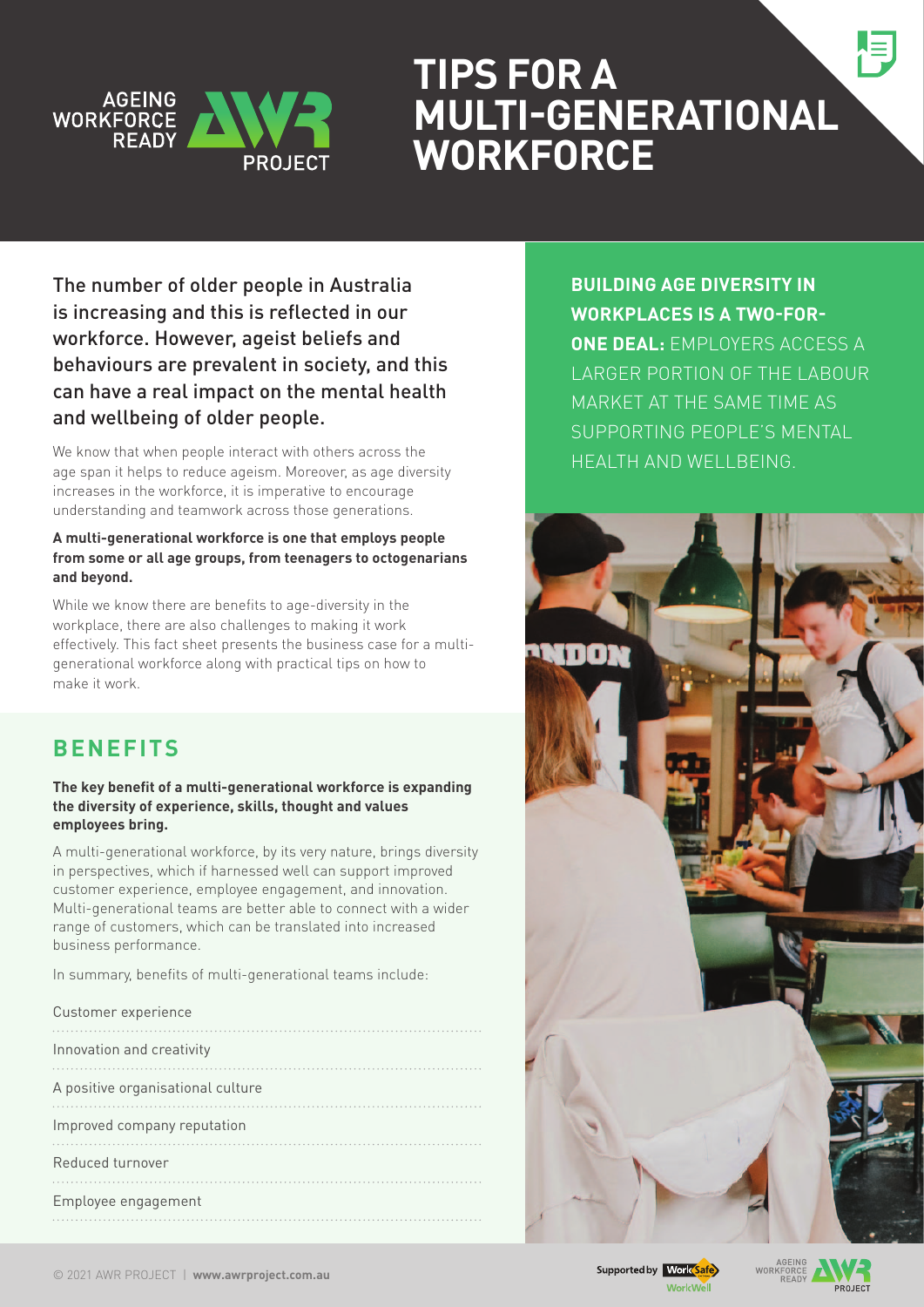# TIPS FOR A MULTI-GENERATIONAL WORKFORCE

The number of older people in Australia is increasing and this is reflected in our workforce. However, ageist beliefs and behaviours are prevalent in society, and this can have a real impact on the mental health and wellbeing of older people.

We know that when people interact with others across the age span it helps to reduce ageism. Moreover, as age diversity increases in the workforce, it is imperative to encourage understanding and teamwork across those generations.

**A multi-generational workforce is one that employs people from some or all age groups, from teenagers to octogenarians and beyond.**

While we know there are benefits to age-diversity in the workplace, there are also challenges to making it work effectively. This fact sheet presents the business case for a multi-generational workforce along with practical tips on how to make it work.

**BUILDING AGE DIVERSITY IN WORKPLACES IS A TWO-FOR-ONE DEAL:** EMPLOYERS ACCESS A LARGER PORTION OF THE LABOUR MARKET AT THE SAME TIME AS SUPPORTING PEOPLE'S MENTAL HEALTH AND WELLBEING.

## BENEFITS

**The key benefit of a multi-generational workforce is expanding the diversity of experience, skills, thought and values employees bring.**

A multi-generational workforce, by its very nature, brings diversity in perspectives, which if harnessed well can support improved customer experience, employee engagement, and innovation. Multi-generational teams are better able to connect with a wider range of customers, which can be translated into increased business performance.

In summary, benefits of multi-generational teams include:

- Customer experience
- Innovation and creativity
- A positive organisational culture
- Improved company reputation
- Reduced turnover
- Employee engagement

© 2021 AWR PROJECT | **www.awrproject.com.au**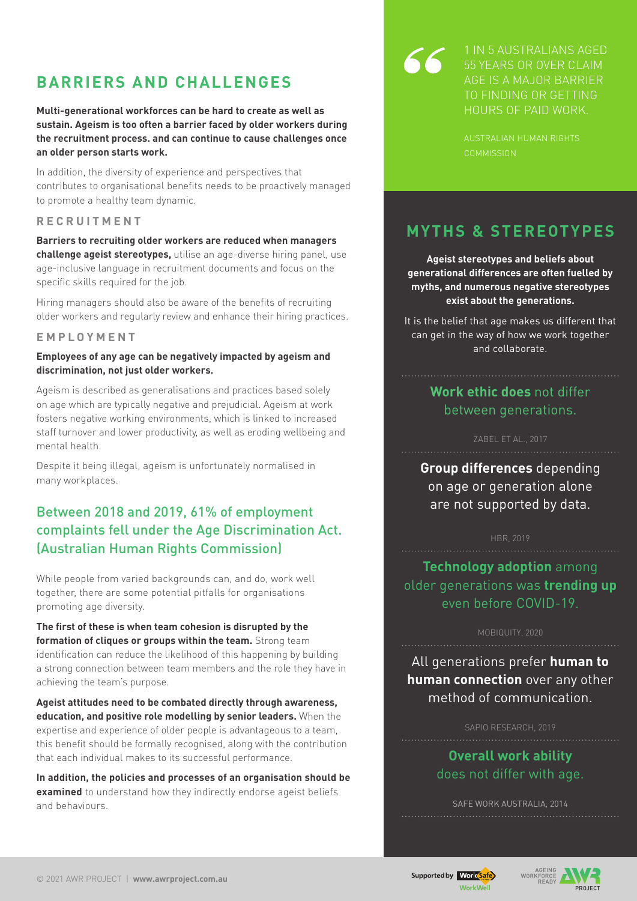## BARRIERS AND CHALLENGES

**Multi-generational workforces can be hard to create as well as sustain. Ageism is too often a barrier faced by older workers during the recruitment process. and can continue to cause challenges once an older person starts work.**

In addition, the diversity of experience and perspectives that contributes to organisational benefits needs to be proactively managed to promote a healthy team dynamic.

### RECRUITMENT

**Barriers to recruiting older workers are reduced when managers challenge ageist stereotypes,** utilise an age-diverse hiring panel, use age-inclusive language in recruitment documents and focus on the specific skills required for the job.

Hiring managers should also be aware of the benefits of recruiting older workers and regularly review and enhance their hiring practices.

### EMPLOYMENT

**Employees of any age can be negatively impacted by ageism and discrimination, not just older workers.**

Ageism is described as generalisations and practices based solely on age which are typically negative and prejudicial. Ageism at work fosters negative working environments, which is linked to increased staff turnover and lower productivity, as well as eroding wellbeing and mental health.

Despite it being illegal, ageism is unfortunately normalised in many workplaces.

Between 2018 and 2019, 61% of employment complaints fell under the Age Discrimination Act. (Australian Human Rights Commission)

While people from varied backgrounds can, and do, work well together, there are some potential pitfalls for organisations promoting age diversity.

**The first of these is when team cohesion is disrupted by the formation of cliques or groups within the team.** Strong team identification can reduce the likelihood of this happening by building a strong connection between team members and the role they have in achieving the team's purpose.

**Ageist attitudes need to be combated directly through awareness, education, and positive role modelling by senior leaders.** When the expertise and experience of older people is advantageous to a team, this benefit should be formally recognised, along with the contribution that each individual makes to its successful performance.

**In addition, the policies and processes of an organisation should be examined** to understand how they indirectly endorse ageist beliefs and behaviours.

> 1 IN 5 AUSTRALIANS AGED 55 YEARS OR OVER CLAIM AGE IS A MAJOR BARRIER TO FINDING OR GETTING HOURS OF PAID WORK.
>
> AUSTRALIAN HUMAN RIGHTS COMMISSION

## MYTHS & STEREOTYPES

**Ageist stereotypes and beliefs about generational differences are often fuelled by myths, and numerous negative stereotypes exist about the generations.**

It is the belief that age makes us different that can get in the way of how we work together and collaborate.

**Work ethic does** not differ between generations.

ZABEL ET AL., 2017

**Group differences** depending on age or generation alone are not supported by data.

HBR, 2019

**Technology adoption** among older generations was **trending up** even before COVID-19.

MOBIQUITY, 2020

All generations prefer **human to human connection** over any other method of communication.

SAPIO RESEARCH, 2019

**Overall work ability** does not differ with age.

SAFE WORK AUSTRALIA, 2014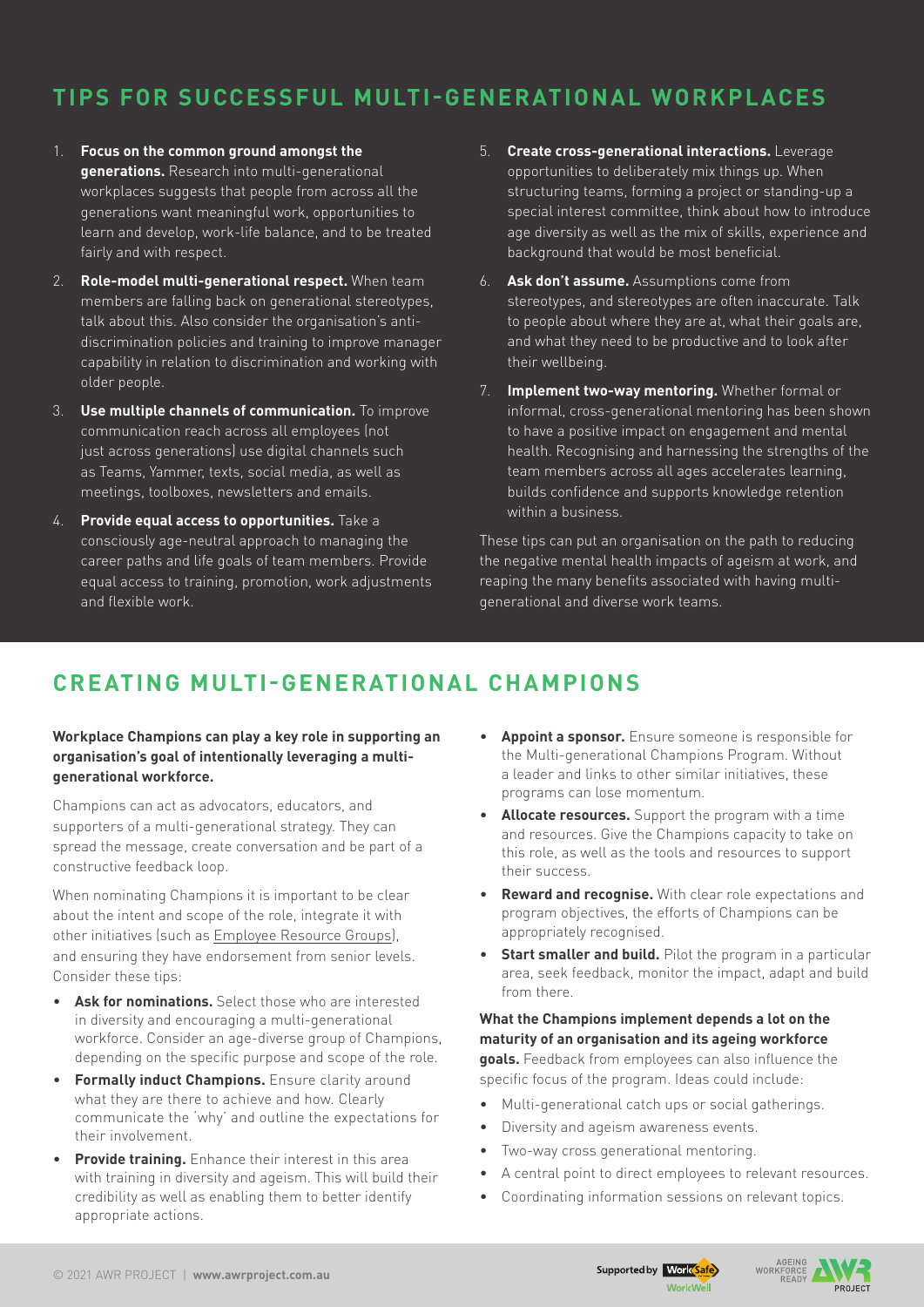## TIPS FOR SUCCESSFUL MULTI-GENERATIONAL WORKPLACES

1. **Focus on the common ground amongst the generations.** Research into multi-generational workplaces suggests that people from across all the generations want meaningful work, opportunities to learn and develop, work-life balance, and to be treated fairly and with respect.
2. **Role-model multi-generational respect.** When team members are falling back on generational stereotypes, talk about this. Also consider the organisation's anti-discrimination policies and training to improve manager capability in relation to discrimination and working with older people.
3. **Use multiple channels of communication.** To improve communication reach across all employees (not just across generations) use digital channels such as Teams, Yammer, texts, social media, as well as meetings, toolboxes, newsletters and emails.
4. **Provide equal access to opportunities.** Take a consciously age-neutral approach to managing the career paths and life goals of team members. Provide equal access to training, promotion, work adjustments and flexible work.
5. **Create cross-generational interactions.** Leverage opportunities to deliberately mix things up. When structuring teams, forming a project or standing-up a special interest committee, think about how to introduce age diversity as well as the mix of skills, experience and background that would be most beneficial.
6. **Ask don't assume.** Assumptions come from stereotypes, and stereotypes are often inaccurate. Talk to people about where they are at, what their goals are, and what they need to be productive and to look after their wellbeing.
7. **Implement two-way mentoring.** Whether formal or informal, cross-generational mentoring has been shown to have a positive impact on engagement and mental health. Recognising and harnessing the strengths of the team members across all ages accelerates learning, builds confidence and supports knowledge retention within a business.

These tips can put an organisation on the path to reducing the negative mental health impacts of ageism at work, and reaping the many benefits associated with having multi-generational and diverse work teams.

## CREATING MULTI-GENERATIONAL CHAMPIONS

**Workplace Champions can play a key role in supporting an organisation's goal of intentionally leveraging a multi-generational workforce.**

Champions can act as advocators, educators, and supporters of a multi-generational strategy. They can spread the message, create conversation and be part of a constructive feedback loop.

When nominating Champions it is important to be clear about the intent and scope of the role, integrate it with other initiatives (such as Employee Resource Groups), and ensuring they have endorsement from senior levels. Consider these tips:

- **Ask for nominations.** Select those who are interested in diversity and encouraging a multi-generational workforce. Consider an age-diverse group of Champions, depending on the specific purpose and scope of the role.
- **Formally induct Champions.** Ensure clarity around what they are there to achieve and how. Clearly communicate the 'why' and outline the expectations for their involvement.
- **Provide training.** Enhance their interest in this area with training in diversity and ageism. This will build their credibility as well as enabling them to better identify appropriate actions.
- **Appoint a sponsor.** Ensure someone is responsible for the Multi-generational Champions Program. Without a leader and links to other similar initiatives, these programs can lose momentum.
- **Allocate resources.** Support the program with a time and resources. Give the Champions capacity to take on this role, as well as the tools and resources to support their success.
- **Reward and recognise.** With clear role expectations and program objectives, the efforts of Champions can be appropriately recognised.
- **Start smaller and build.** Pilot the program in a particular area, seek feedback, monitor the impact, adapt and build from there.

**What the Champions implement depends a lot on the maturity of an organisation and its ageing workforce goals.** Feedback from employees can also influence the specific focus of the program. Ideas could include:

- Multi-generational catch ups or social gatherings.
- Diversity and ageism awareness events.
- Two-way cross generational mentoring.
- A central point to direct employees to relevant resources.
- Coordinating information sessions on relevant topics.

© 2021 AWR PROJECT | **www.awrproject.com.au**

Supported by WorkSafe WorkWell

AGEING WORKFORCE READY AWR PROJECT